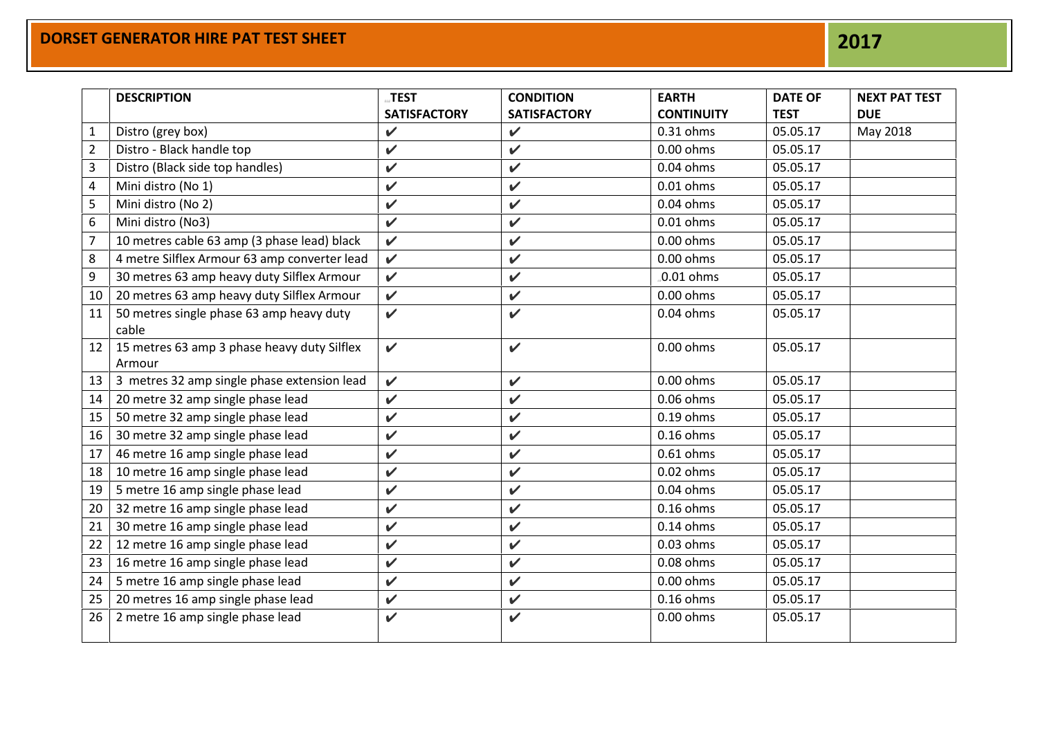# DORSET GENERATOR HIRE PAT TEST SHEET 2017

| | DESCRIPTION | TEST SATISFACTORY | CONDITION SATISFACTORY | EARTH CONTINUITY | DATE OF TEST | NEXT PAT TEST DUE |
|---|---|---|---|---|---|---|
| 1 | Distro (grey box) | ✔ | ✔ | 0.31 ohms | 05.05.17 | May 2018 |
| 2 | Distro - Black handle top | ✔ | ✔ | 0.00 ohms | 05.05.17 | |
| 3 | Distro (Black side top handles) | ✔ | ✔ | 0.04 ohms | 05.05.17 | |
| 4 | Mini distro (No 1) | ✔ | ✔ | 0.01 ohms | 05.05.17 | |
| 5 | Mini distro (No 2) | ✔ | ✔ | 0.04 ohms | 05.05.17 | |
| 6 | Mini distro (No3) | ✔ | ✔ | 0.01 ohms | 05.05.17 | |
| 7 | 10 metres cable 63 amp (3 phase lead) black | ✔ | ✔ | 0.00 ohms | 05.05.17 | |
| 8 | 4 metre Silflex Armour 63 amp converter lead | ✔ | ✔ | 0.00 ohms | 05.05.17 | |
| 9 | 30 metres 63 amp heavy duty Silflex Armour | ✔ | ✔ | .0.01 ohms | 05.05.17 | |
| 10 | 20 metres 63 amp heavy duty Silflex Armour | ✔ | ✔ | 0.00 ohms | 05.05.17 | |
| 11 | 50 metres single phase 63 amp heavy duty cable | ✔ | ✔ | 0.04 ohms | 05.05.17 | |
| 12 | 15 metres 63 amp 3 phase heavy duty Silflex Armour | ✔ | ✔ | 0.00 ohms | 05.05.17 | |
| 13 | 3 metres 32 amp single phase extension lead | ✔ | ✔ | 0.00 ohms | 05.05.17 | |
| 14 | 20 metre 32 amp single phase lead | ✔ | ✔ | 0.06 ohms | 05.05.17 | |
| 15 | 50 metre 32 amp single phase lead | ✔ | ✔ | 0.19 ohms | 05.05.17 | |
| 16 | 30 metre 32 amp single phase lead | ✔ | ✔ | 0.16 ohms | 05.05.17 | |
| 17 | 46 metre 16 amp single phase lead | ✔ | ✔ | 0.61 ohms | 05.05.17 | |
| 18 | 10 metre 16 amp single phase lead | ✔ | ✔ | 0.02 ohms | 05.05.17 | |
| 19 | 5 metre 16 amp single phase lead | ✔ | ✔ | 0.04 ohms | 05.05.17 | |
| 20 | 32 metre 16 amp single phase lead | ✔ | ✔ | 0.16 ohms | 05.05.17 | |
| 21 | 30 metre 16 amp single phase lead | ✔ | ✔ | 0.14 ohms | 05.05.17 | |
| 22 | 12 metre 16 amp single phase lead | ✔ | ✔ | 0.03 ohms | 05.05.17 | |
| 23 | 16 metre 16 amp single phase lead | ✔ | ✔ | 0.08 ohms | 05.05.17 | |
| 24 | 5 metre 16 amp single phase lead | ✔ | ✔ | 0.00 ohms | 05.05.17 | |
| 25 | 20 metres 16 amp single phase lead | ✔ | ✔ | 0.16 ohms | 05.05.17 | |
| 26 | 2 metre 16 amp single phase lead | ✔ | ✔ | 0.00 ohms | 05.05.17 | |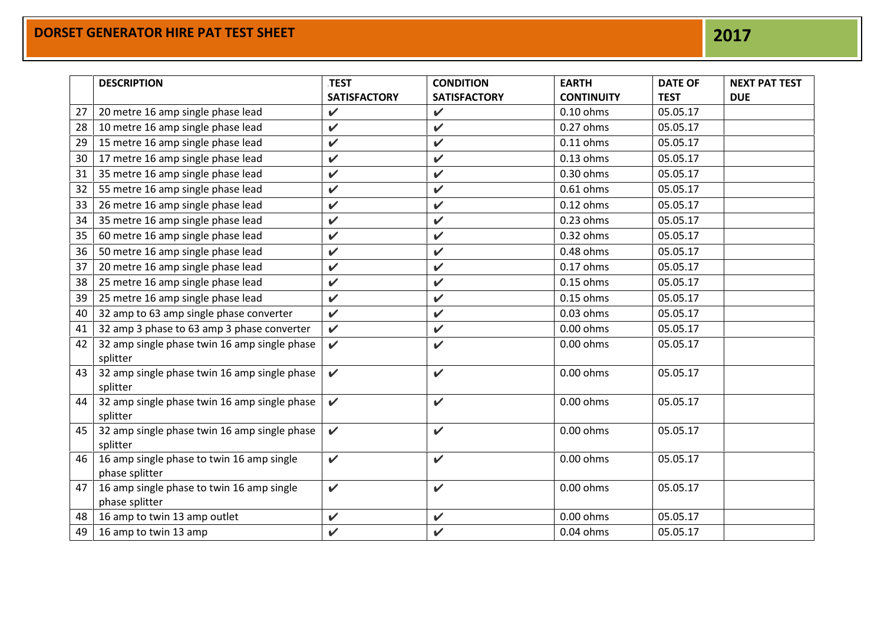# DORSET GENERATOR HIRE PAT TEST SHEET 2017

| | DESCRIPTION | TEST SATISFACTORY | CONDITION SATISFACTORY | EARTH CONTINUITY | DATE OF TEST | NEXT PAT TEST DUE |
|---|---|---|---|---|---|---|
| 27 | 20 metre 16 amp single phase lead | ✔ | ✔ | 0.10 ohms | 05.05.17 | |
| 28 | 10 metre 16 amp single phase lead | ✔ | ✔ | 0.27 ohms | 05.05.17 | |
| 29 | 15 metre 16 amp single phase lead | ✔ | ✔ | 0.11 ohms | 05.05.17 | |
| 30 | 17 metre 16 amp single phase lead | ✔ | ✔ | 0.13 ohms | 05.05.17 | |
| 31 | 35 metre 16 amp single phase lead | ✔ | ✔ | 0.30 ohms | 05.05.17 | |
| 32 | 55 metre 16 amp single phase lead | ✔ | ✔ | 0.61 ohms | 05.05.17 | |
| 33 | 26 metre 16 amp single phase lead | ✔ | ✔ | 0.12 ohms | 05.05.17 | |
| 34 | 35 metre 16 amp single phase lead | ✔ | ✔ | 0.23 ohms | 05.05.17 | |
| 35 | 60 metre 16 amp single phase lead | ✔ | ✔ | 0.32 ohms | 05.05.17 | |
| 36 | 50 metre 16 amp single phase lead | ✔ | ✔ | 0.48 ohms | 05.05.17 | |
| 37 | 20 metre 16 amp single phase lead | ✔ | ✔ | 0.17 ohms | 05.05.17 | |
| 38 | 25 metre 16 amp single phase lead | ✔ | ✔ | 0.15 ohms | 05.05.17 | |
| 39 | 25 metre 16 amp single phase lead | ✔ | ✔ | 0.15 ohms | 05.05.17 | |
| 40 | 32 amp to 63 amp single phase converter | ✔ | ✔ | 0.03 ohms | 05.05.17 | |
| 41 | 32 amp 3 phase to 63 amp 3 phase converter | ✔ | ✔ | 0.00 ohms | 05.05.17 | |
| 42 | 32 amp single phase twin 16 amp single phase splitter | ✔ | ✔ | 0.00 ohms | 05.05.17 | |
| 43 | 32 amp single phase twin 16 amp single phase splitter | ✔ | ✔ | 0.00 ohms | 05.05.17 | |
| 44 | 32 amp single phase twin 16 amp single phase splitter | ✔ | ✔ | 0.00 ohms | 05.05.17 | |
| 45 | 32 amp single phase twin 16 amp single phase splitter | ✔ | ✔ | 0.00 ohms | 05.05.17 | |
| 46 | 16 amp single phase to twin 16 amp single phase splitter | ✔ | ✔ | 0.00 ohms | 05.05.17 | |
| 47 | 16 amp single phase to twin 16 amp single phase splitter | ✔ | ✔ | 0.00 ohms | 05.05.17 | |
| 48 | 16 amp to twin 13 amp outlet | ✔ | ✔ | 0.00 ohms | 05.05.17 | |
| 49 | 16 amp to twin 13 amp | ✔ | ✔ | 0.04 ohms | 05.05.17 | |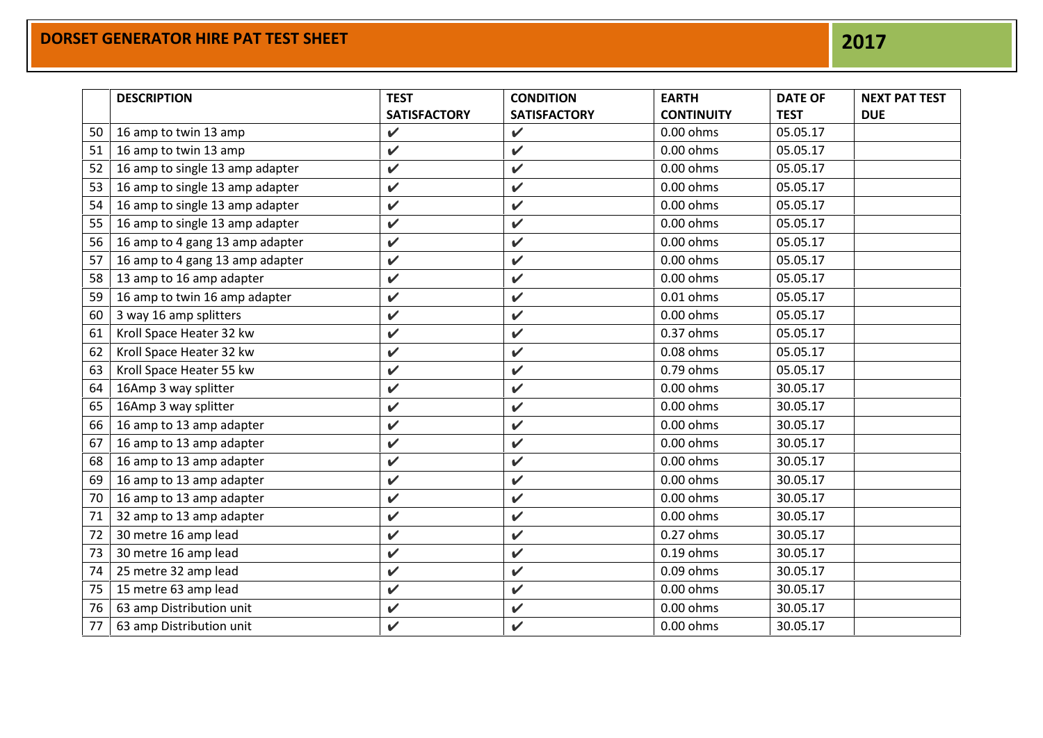# DORSET GENERATOR HIRE PAT TEST SHEET 2017

| | DESCRIPTION | TEST SATISFACTORY | CONDITION SATISFACTORY | EARTH CONTINUITY | DATE OF TEST | NEXT PAT TEST DUE |
|---|---|---|---|---|---|---|
| 50 | 16 amp to twin 13 amp | ✔ | ✔ | 0.00 ohms | 05.05.17 | |
| 51 | 16 amp to twin 13 amp | ✔ | ✔ | 0.00 ohms | 05.05.17 | |
| 52 | 16 amp to single 13 amp adapter | ✔ | ✔ | 0.00 ohms | 05.05.17 | |
| 53 | 16 amp to single 13 amp adapter | ✔ | ✔ | 0.00 ohms | 05.05.17 | |
| 54 | 16 amp to single 13 amp adapter | ✔ | ✔ | 0.00 ohms | 05.05.17 | |
| 55 | 16 amp to single 13 amp adapter | ✔ | ✔ | 0.00 ohms | 05.05.17 | |
| 56 | 16 amp to 4 gang 13 amp adapter | ✔ | ✔ | 0.00 ohms | 05.05.17 | |
| 57 | 16 amp to 4 gang 13 amp adapter | ✔ | ✔ | 0.00 ohms | 05.05.17 | |
| 58 | 13 amp to 16 amp adapter | ✔ | ✔ | 0.00 ohms | 05.05.17 | |
| 59 | 16 amp to twin 16 amp adapter | ✔ | ✔ | 0.01 ohms | 05.05.17 | |
| 60 | 3 way 16 amp splitters | ✔ | ✔ | 0.00 ohms | 05.05.17 | |
| 61 | Kroll Space Heater 32 kw | ✔ | ✔ | 0.37 ohms | 05.05.17 | |
| 62 | Kroll Space Heater 32 kw | ✔ | ✔ | 0.08 ohms | 05.05.17 | |
| 63 | Kroll Space Heater 55 kw | ✔ | ✔ | 0.79 ohms | 05.05.17 | |
| 64 | 16Amp 3 way splitter | ✔ | ✔ | 0.00 ohms | 30.05.17 | |
| 65 | 16Amp 3 way splitter | ✔ | ✔ | 0.00 ohms | 30.05.17 | |
| 66 | 16 amp to 13 amp adapter | ✔ | ✔ | 0.00 ohms | 30.05.17 | |
| 67 | 16 amp to 13 amp adapter | ✔ | ✔ | 0.00 ohms | 30.05.17 | |
| 68 | 16 amp to 13 amp adapter | ✔ | ✔ | 0.00 ohms | 30.05.17 | |
| 69 | 16 amp to 13 amp adapter | ✔ | ✔ | 0.00 ohms | 30.05.17 | |
| 70 | 16 amp to 13 amp adapter | ✔ | ✔ | 0.00 ohms | 30.05.17 | |
| 71 | 32 amp to 13 amp adapter | ✔ | ✔ | 0.00 ohms | 30.05.17 | |
| 72 | 30 metre 16 amp lead | ✔ | ✔ | 0.27 ohms | 30.05.17 | |
| 73 | 30 metre 16 amp lead | ✔ | ✔ | 0.19 ohms | 30.05.17 | |
| 74 | 25 metre 32 amp lead | ✔ | ✔ | 0.09 ohms | 30.05.17 | |
| 75 | 15 metre 63 amp lead | ✔ | ✔ | 0.00 ohms | 30.05.17 | |
| 76 | 63 amp Distribution unit | ✔ | ✔ | 0.00 ohms | 30.05.17 | |
| 77 | 63 amp Distribution unit | ✔ | ✔ | 0.00 ohms | 30.05.17 | |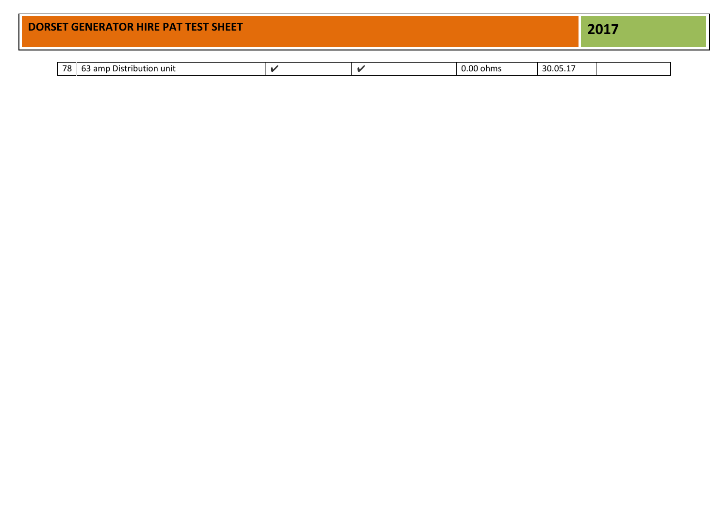# DORSET GENERATOR HIRE PAT TEST SHEET

**2017**

| | | | | | | |
|---|---|---|---|---|---|---|
| 78 | 63 amp Distribution unit | ✔ | ✔ | 0.00 ohms | 30.05.17 | |